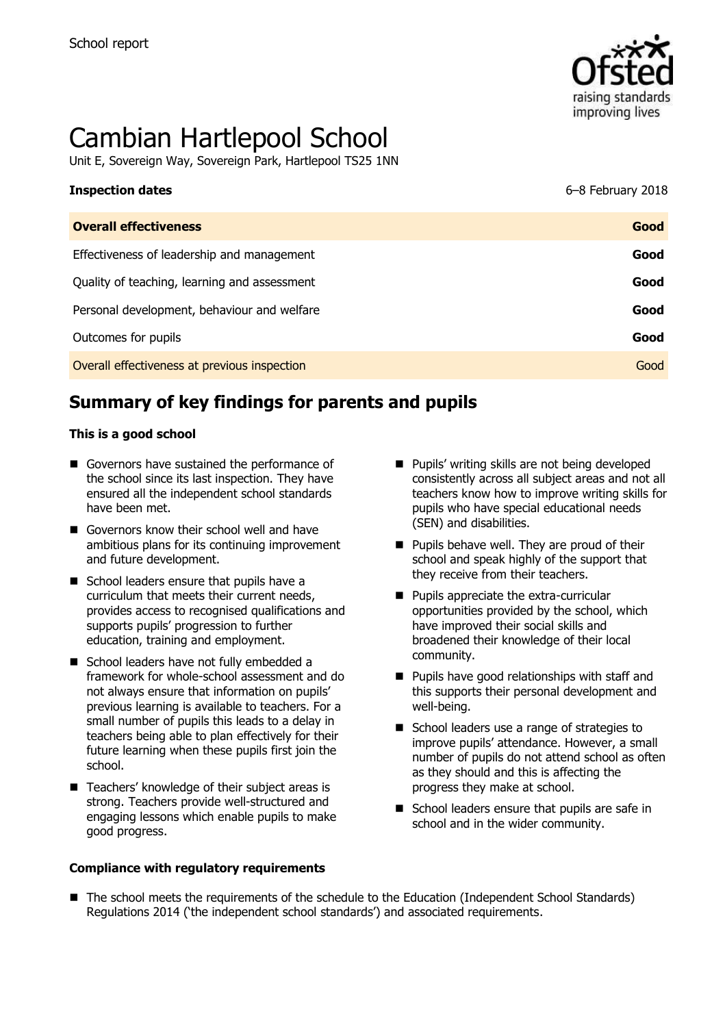School report

# Cambian Hartlepool School

Unit E, Sovereign Way, Sovereign Park, Hartlepool TS25 1NN

| **Inspection dates** | 6–8 February 2018 |
| --- | --- |
| **Overall effectiveness** | **Good** |
| Effectiveness of leadership and management | **Good** |
| Quality of teaching, learning and assessment | **Good** |
| Personal development, behaviour and welfare | **Good** |
| Outcomes for pupils | **Good** |
| Overall effectiveness at previous inspection | Good |

## Summary of key findings for parents and pupils

**This is a good school**

- Governors have sustained the performance of the school since its last inspection. They have ensured all the independent school standards have been met.
- Governors know their school well and have ambitious plans for its continuing improvement and future development.
- School leaders ensure that pupils have a curriculum that meets their current needs, provides access to recognised qualifications and supports pupils' progression to further education, training and employment.
- School leaders have not fully embedded a framework for whole-school assessment and do not always ensure that information on pupils' previous learning is available to teachers. For a small number of pupils this leads to a delay in teachers being able to plan effectively for their future learning when these pupils first join the school.
- Teachers' knowledge of their subject areas is strong. Teachers provide well-structured and engaging lessons which enable pupils to make good progress.
- Pupils' writing skills are not being developed consistently across all subject areas and not all teachers know how to improve writing skills for pupils who have special educational needs (SEN) and disabilities.
- Pupils behave well. They are proud of their school and speak highly of the support that they receive from their teachers.
- Pupils appreciate the extra-curricular opportunities provided by the school, which have improved their social skills and broadened their knowledge of their local community.
- Pupils have good relationships with staff and this supports their personal development and well-being.
- School leaders use a range of strategies to improve pupils' attendance. However, a small number of pupils do not attend school as often as they should and this is affecting the progress they make at school.
- School leaders ensure that pupils are safe in school and in the wider community.

**Compliance with regulatory requirements**

- The school meets the requirements of the schedule to the Education (Independent School Standards) Regulations 2014 ('the independent school standards') and associated requirements.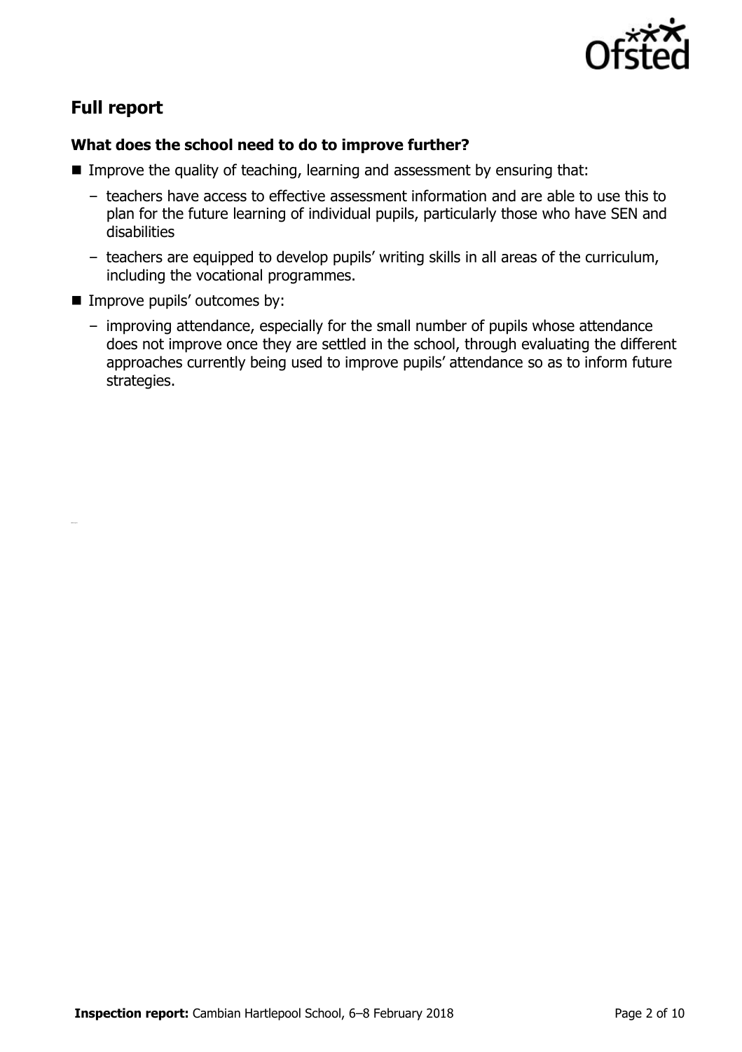## Full report

### What does the school need to do to improve further?

- Improve the quality of teaching, learning and assessment by ensuring that:
  - teachers have access to effective assessment information and are able to use this to plan for the future learning of individual pupils, particularly those who have SEN and disabilities
  - teachers are equipped to develop pupils' writing skills in all areas of the curriculum, including the vocational programmes.
- Improve pupils' outcomes by:
  - improving attendance, especially for the small number of pupils whose attendance does not improve once they are settled in the school, through evaluating the different approaches currently being used to improve pupils' attendance so as to inform future strategies.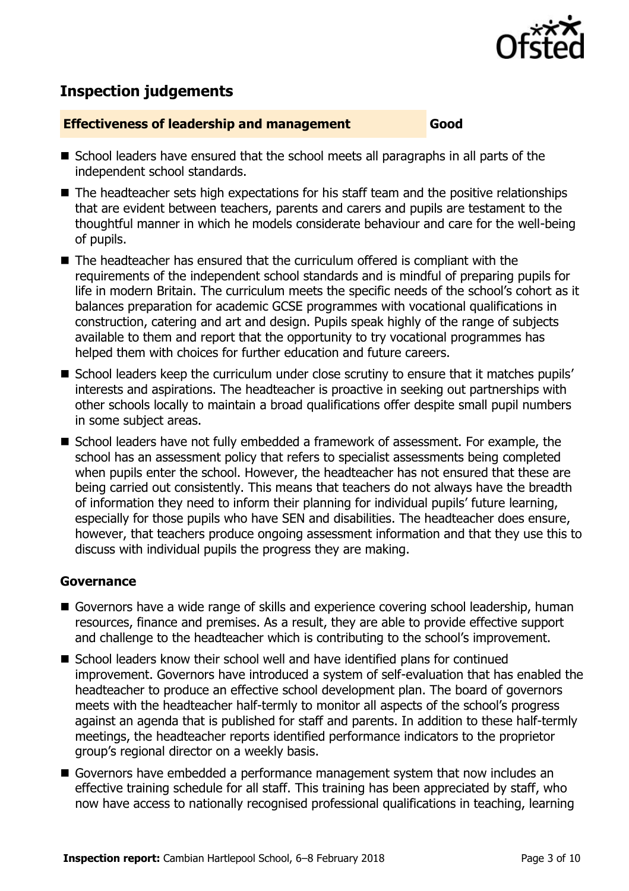## Inspection judgements

**Effectiveness of leadership and management** **Good**

- School leaders have ensured that the school meets all paragraphs in all parts of the independent school standards.
- The headteacher sets high expectations for his staff team and the positive relationships that are evident between teachers, parents and carers and pupils are testament to the thoughtful manner in which he models considerate behaviour and care for the well-being of pupils.
- The headteacher has ensured that the curriculum offered is compliant with the requirements of the independent school standards and is mindful of preparing pupils for life in modern Britain. The curriculum meets the specific needs of the school's cohort as it balances preparation for academic GCSE programmes with vocational qualifications in construction, catering and art and design. Pupils speak highly of the range of subjects available to them and report that the opportunity to try vocational programmes has helped them with choices for further education and future careers.
- School leaders keep the curriculum under close scrutiny to ensure that it matches pupils' interests and aspirations. The headteacher is proactive in seeking out partnerships with other schools locally to maintain a broad qualifications offer despite small pupil numbers in some subject areas.
- School leaders have not fully embedded a framework of assessment. For example, the school has an assessment policy that refers to specialist assessments being completed when pupils enter the school. However, the headteacher has not ensured that these are being carried out consistently. This means that teachers do not always have the breadth of information they need to inform their planning for individual pupils' future learning, especially for those pupils who have SEN and disabilities. The headteacher does ensure, however, that teachers produce ongoing assessment information and that they use this to discuss with individual pupils the progress they are making.

### Governance

- Governors have a wide range of skills and experience covering school leadership, human resources, finance and premises. As a result, they are able to provide effective support and challenge to the headteacher which is contributing to the school's improvement.
- School leaders know their school well and have identified plans for continued improvement. Governors have introduced a system of self-evaluation that has enabled the headteacher to produce an effective school development plan. The board of governors meets with the headteacher half-termly to monitor all aspects of the school's progress against an agenda that is published for staff and parents. In addition to these half-termly meetings, the headteacher reports identified performance indicators to the proprietor group's regional director on a weekly basis.
- Governors have embedded a performance management system that now includes an effective training schedule for all staff. This training has been appreciated by staff, who now have access to nationally recognised professional qualifications in teaching, learning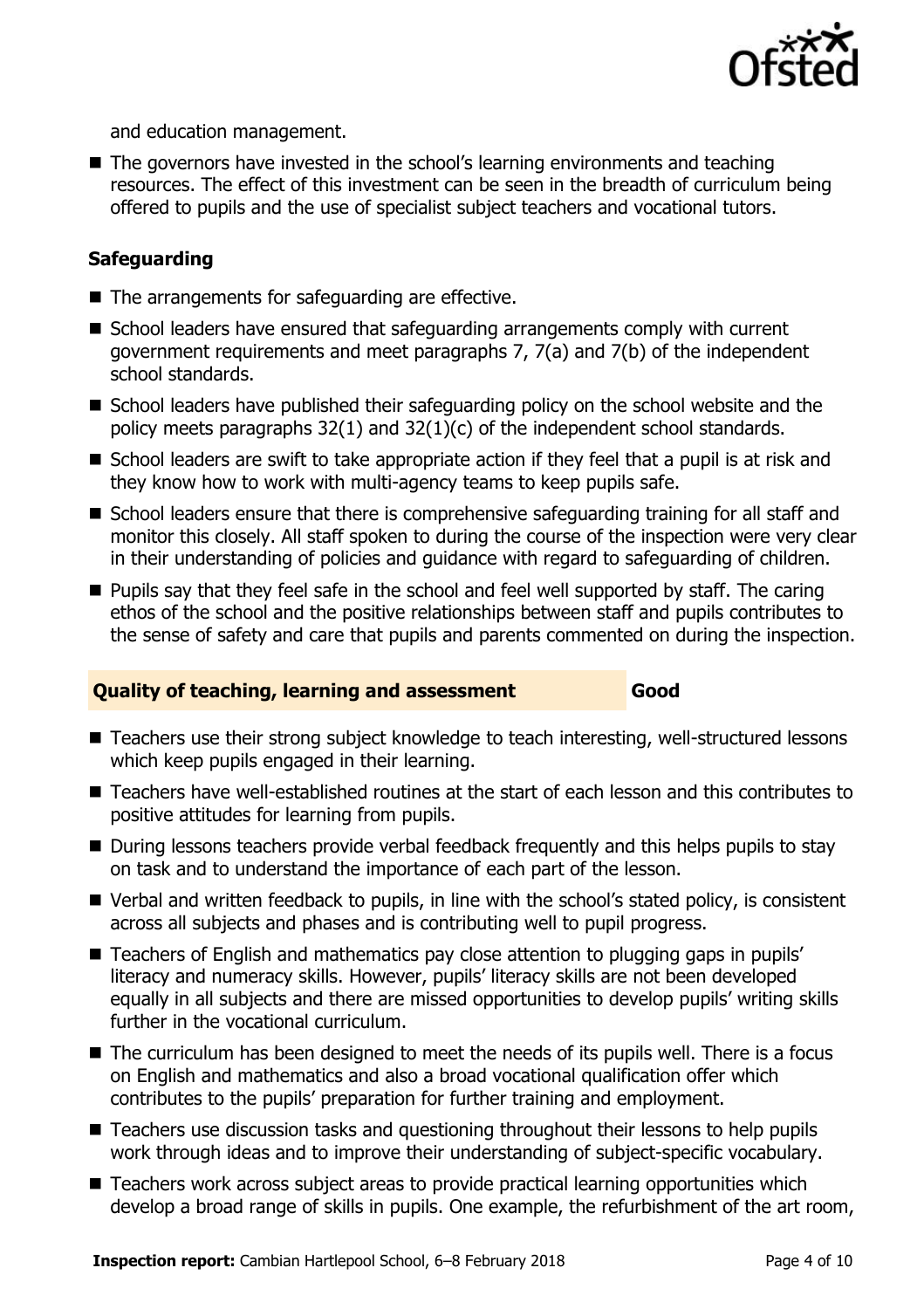and education management.

- The governors have invested in the school's learning environments and teaching resources. The effect of this investment can be seen in the breadth of curriculum being offered to pupils and the use of specialist subject teachers and vocational tutors.

### Safeguarding

- The arrangements for safeguarding are effective.
- School leaders have ensured that safeguarding arrangements comply with current government requirements and meet paragraphs 7, 7(a) and 7(b) of the independent school standards.
- School leaders have published their safeguarding policy on the school website and the policy meets paragraphs 32(1) and 32(1)(c) of the independent school standards.
- School leaders are swift to take appropriate action if they feel that a pupil is at risk and they know how to work with multi-agency teams to keep pupils safe.
- School leaders ensure that there is comprehensive safeguarding training for all staff and monitor this closely. All staff spoken to during the course of the inspection were very clear in their understanding of policies and guidance with regard to safeguarding of children.
- Pupils say that they feel safe in the school and feel well supported by staff. The caring ethos of the school and the positive relationships between staff and pupils contributes to the sense of safety and care that pupils and parents commented on during the inspection.

### Quality of teaching, learning and assessment — Good

- Teachers use their strong subject knowledge to teach interesting, well-structured lessons which keep pupils engaged in their learning.
- Teachers have well-established routines at the start of each lesson and this contributes to positive attitudes for learning from pupils.
- During lessons teachers provide verbal feedback frequently and this helps pupils to stay on task and to understand the importance of each part of the lesson.
- Verbal and written feedback to pupils, in line with the school's stated policy, is consistent across all subjects and phases and is contributing well to pupil progress.
- Teachers of English and mathematics pay close attention to plugging gaps in pupils' literacy and numeracy skills. However, pupils' literacy skills are not been developed equally in all subjects and there are missed opportunities to develop pupils' writing skills further in the vocational curriculum.
- The curriculum has been designed to meet the needs of its pupils well. There is a focus on English and mathematics and also a broad vocational qualification offer which contributes to the pupils' preparation for further training and employment.
- Teachers use discussion tasks and questioning throughout their lessons to help pupils work through ideas and to improve their understanding of subject-specific vocabulary.
- Teachers work across subject areas to provide practical learning opportunities which develop a broad range of skills in pupils. One example, the refurbishment of the art room,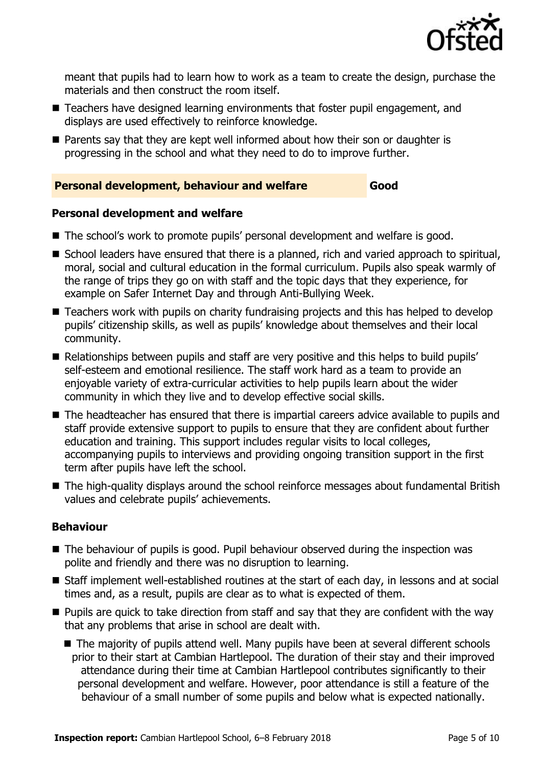meant that pupils had to learn how to work as a team to create the design, purchase the materials and then construct the room itself.

- Teachers have designed learning environments that foster pupil engagement, and displays are used effectively to reinforce knowledge.
- Parents say that they are kept well informed about how their son or daughter is progressing in the school and what they need to do to improve further.

## Personal development, behaviour and welfare — Good

### Personal development and welfare

- The school's work to promote pupils' personal development and welfare is good.
- School leaders have ensured that there is a planned, rich and varied approach to spiritual, moral, social and cultural education in the formal curriculum. Pupils also speak warmly of the range of trips they go on with staff and the topic days that they experience, for example on Safer Internet Day and through Anti-Bullying Week.
- Teachers work with pupils on charity fundraising projects and this has helped to develop pupils' citizenship skills, as well as pupils' knowledge about themselves and their local community.
- Relationships between pupils and staff are very positive and this helps to build pupils' self-esteem and emotional resilience. The staff work hard as a team to provide an enjoyable variety of extra-curricular activities to help pupils learn about the wider community in which they live and to develop effective social skills.
- The headteacher has ensured that there is impartial careers advice available to pupils and staff provide extensive support to pupils to ensure that they are confident about further education and training. This support includes regular visits to local colleges, accompanying pupils to interviews and providing ongoing transition support in the first term after pupils have left the school.
- The high-quality displays around the school reinforce messages about fundamental British values and celebrate pupils' achievements.

### Behaviour

- The behaviour of pupils is good. Pupil behaviour observed during the inspection was polite and friendly and there was no disruption to learning.
- Staff implement well-established routines at the start of each day, in lessons and at social times and, as a result, pupils are clear as to what is expected of them.
- Pupils are quick to take direction from staff and say that they are confident with the way that any problems that arise in school are dealt with.
- The majority of pupils attend well. Many pupils have been at several different schools prior to their start at Cambian Hartlepool. The duration of their stay and their improved attendance during their time at Cambian Hartlepool contributes significantly to their personal development and welfare. However, poor attendance is still a feature of the behaviour of a small number of some pupils and below what is expected nationally.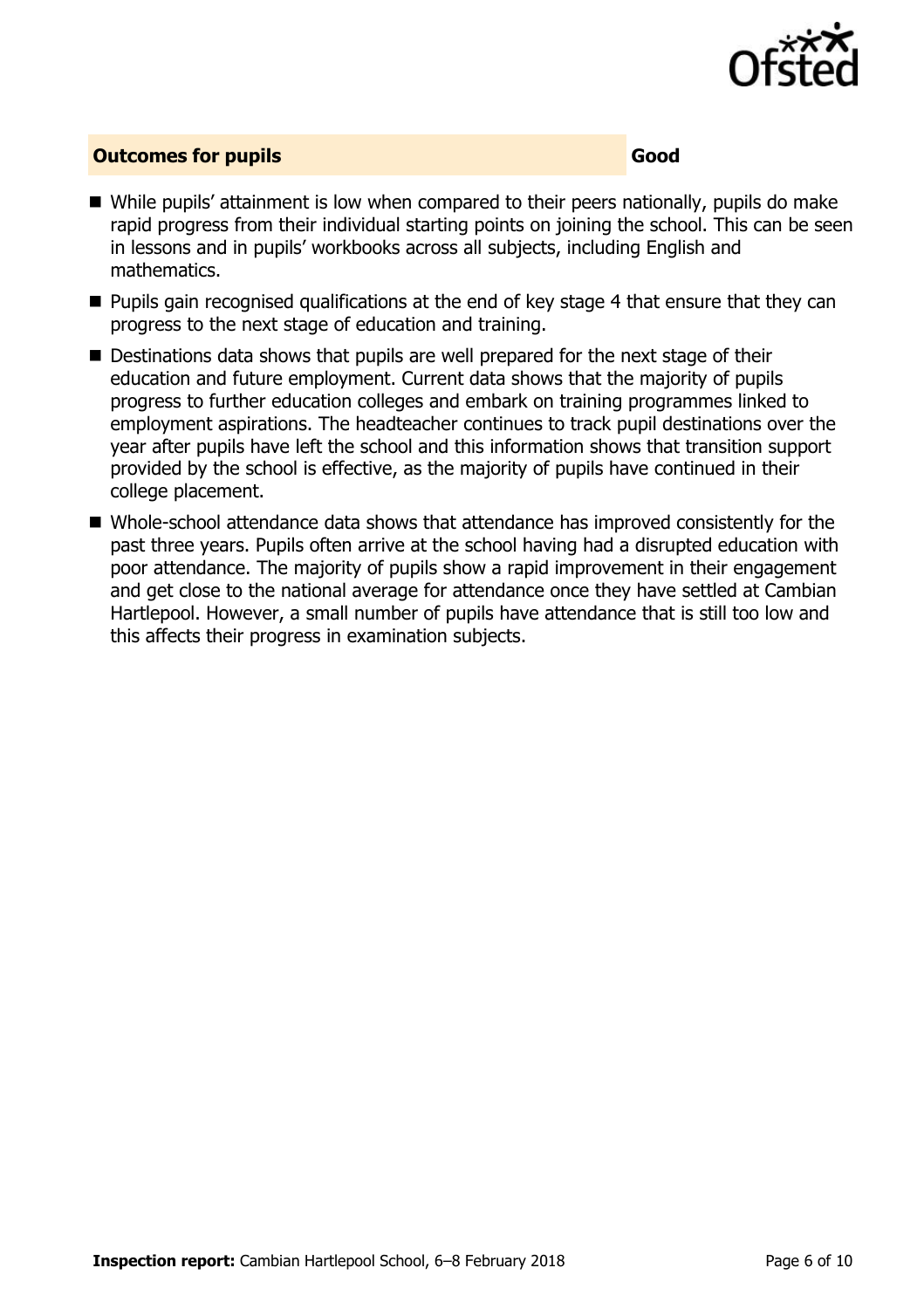## Outcomes for pupils — Good

- While pupils' attainment is low when compared to their peers nationally, pupils do make rapid progress from their individual starting points on joining the school. This can be seen in lessons and in pupils' workbooks across all subjects, including English and mathematics.
- Pupils gain recognised qualifications at the end of key stage 4 that ensure that they can progress to the next stage of education and training.
- Destinations data shows that pupils are well prepared for the next stage of their education and future employment. Current data shows that the majority of pupils progress to further education colleges and embark on training programmes linked to employment aspirations. The headteacher continues to track pupil destinations over the year after pupils have left the school and this information shows that transition support provided by the school is effective, as the majority of pupils have continued in their college placement.
- Whole-school attendance data shows that attendance has improved consistently for the past three years. Pupils often arrive at the school having had a disrupted education with poor attendance. The majority of pupils show a rapid improvement in their engagement and get close to the national average for attendance once they have settled at Cambian Hartlepool. However, a small number of pupils have attendance that is still too low and this affects their progress in examination subjects.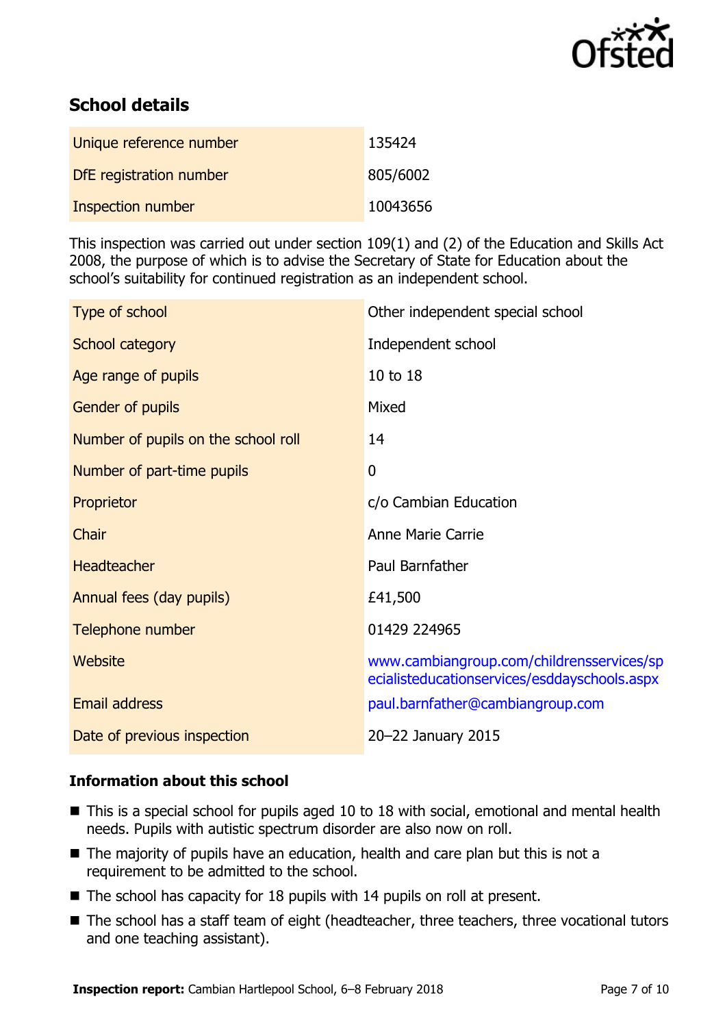## School details

| Unique reference number | 135424 |
| --- | --- |
| DfE registration number | 805/6002 |
| Inspection number | 10043656 |

This inspection was carried out under section 109(1) and (2) of the Education and Skills Act 2008, the purpose of which is to advise the Secretary of State for Education about the school's suitability for continued registration as an independent school.

| Type of school | Other independent special school |
| --- | --- |
| School category | Independent school |
| Age range of pupils | 10 to 18 |
| Gender of pupils | Mixed |
| Number of pupils on the school roll | 14 |
| Number of part-time pupils | 0 |
| Proprietor | c/o Cambian Education |
| Chair | Anne Marie Carrie |
| Headteacher | Paul Barnfather |
| Annual fees (day pupils) | £41,500 |
| Telephone number | 01429 224965 |
| Website | www.cambiangroup.com/childrensservices/specialisteducationservices/esddayschools.aspx |
| Email address | paul.barnfather@cambiangroup.com |
| Date of previous inspection | 20–22 January 2015 |

### Information about this school

- This is a special school for pupils aged 10 to 18 with social, emotional and mental health needs. Pupils with autistic spectrum disorder are also now on roll.
- The majority of pupils have an education, health and care plan but this is not a requirement to be admitted to the school.
- The school has capacity for 18 pupils with 14 pupils on roll at present.
- The school has a staff team of eight (headteacher, three teachers, three vocational tutors and one teaching assistant).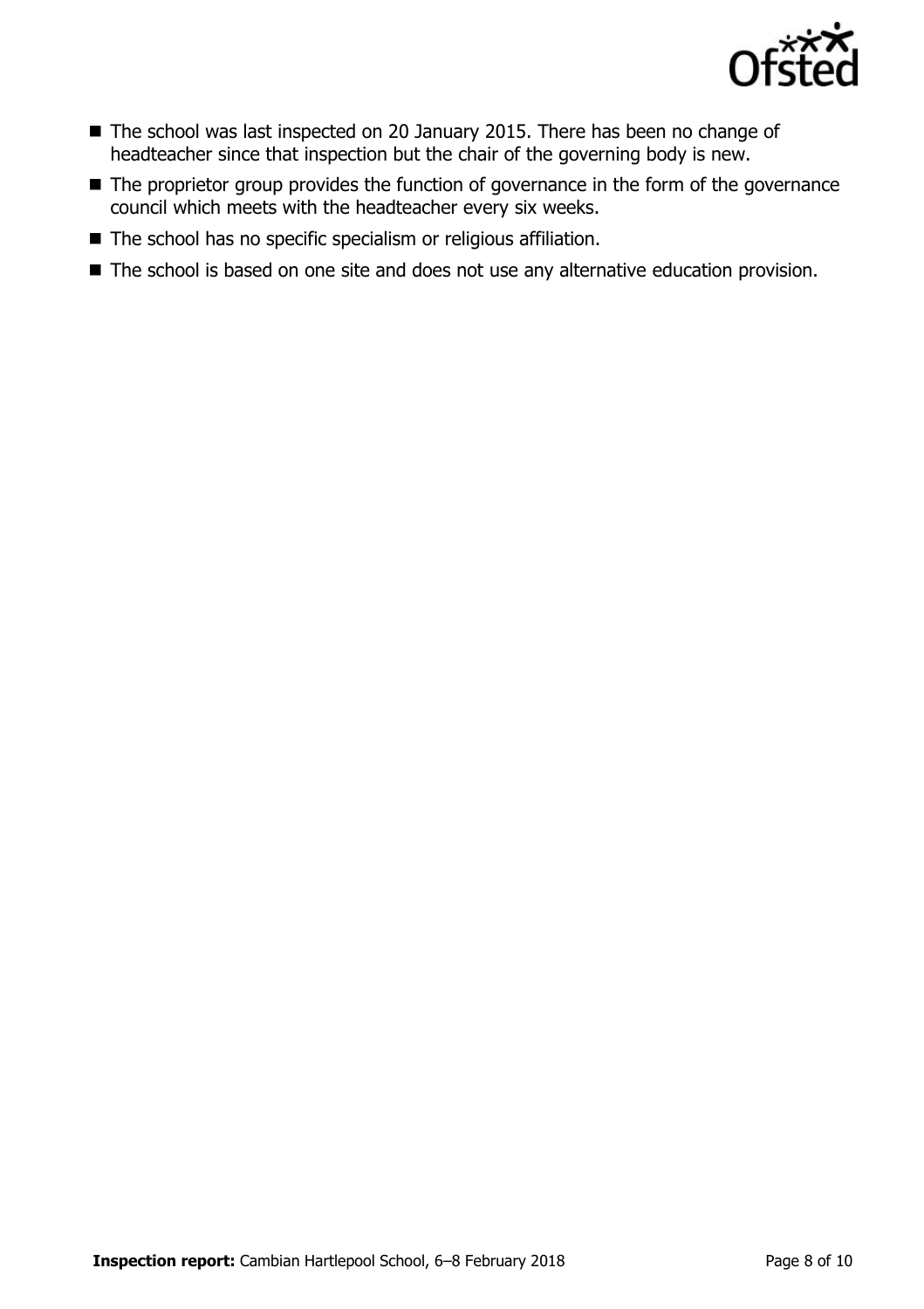- The school was last inspected on 20 January 2015. There has been no change of headteacher since that inspection but the chair of the governing body is new.
- The proprietor group provides the function of governance in the form of the governance council which meets with the headteacher every six weeks.
- The school has no specific specialism or religious affiliation.
- The school is based on one site and does not use any alternative education provision.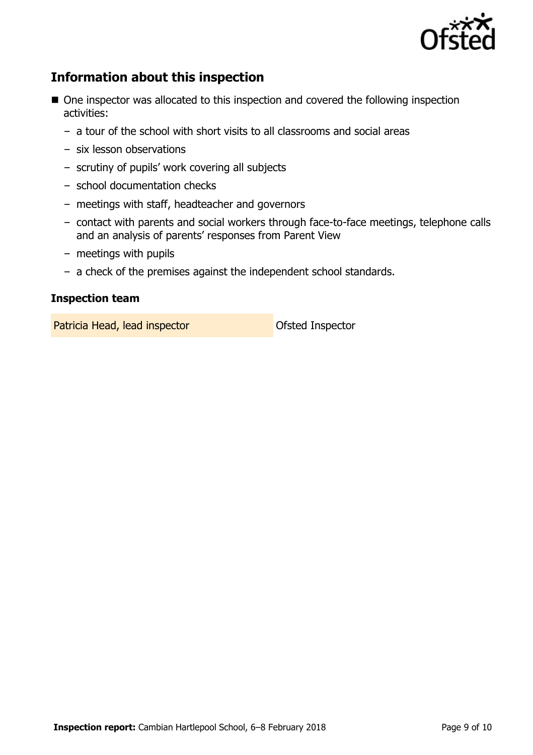## Information about this inspection

- One inspector was allocated to this inspection and covered the following inspection activities:
  - a tour of the school with short visits to all classrooms and social areas
  - six lesson observations
  - scrutiny of pupils' work covering all subjects
  - school documentation checks
  - meetings with staff, headteacher and governors
  - contact with parents and social workers through face-to-face meetings, telephone calls and an analysis of parents' responses from Parent View
  - meetings with pupils
  - a check of the premises against the independent school standards.

### Inspection team

| | |
|---|---|
| Patricia Head, lead inspector | Ofsted Inspector |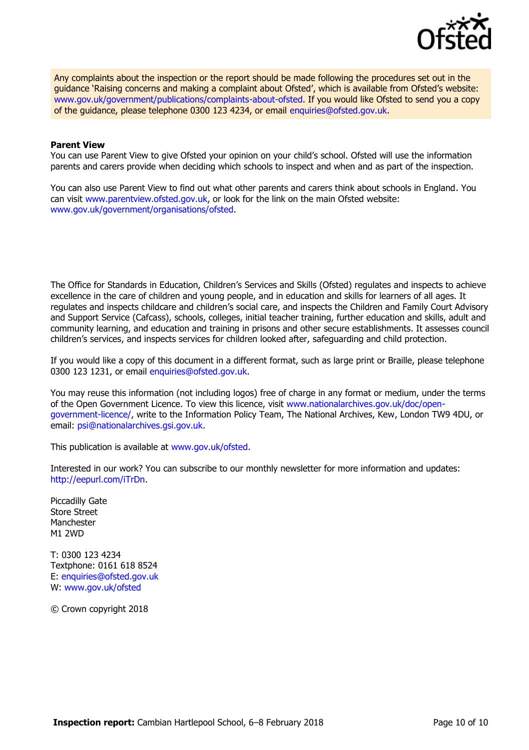Any complaints about the inspection or the report should be made following the procedures set out in the guidance 'Raising concerns and making a complaint about Ofsted', which is available from Ofsted's website: www.gov.uk/government/publications/complaints-about-ofsted. If you would like Ofsted to send you a copy of the guidance, please telephone 0300 123 4234, or email enquiries@ofsted.gov.uk.

**Parent View**

You can use Parent View to give Ofsted your opinion on your child's school. Ofsted will use the information parents and carers provide when deciding which schools to inspect and when and as part of the inspection.

You can also use Parent View to find out what other parents and carers think about schools in England. You can visit www.parentview.ofsted.gov.uk, or look for the link on the main Ofsted website: www.gov.uk/government/organisations/ofsted.

The Office for Standards in Education, Children's Services and Skills (Ofsted) regulates and inspects to achieve excellence in the care of children and young people, and in education and skills for learners of all ages. It regulates and inspects childcare and children's social care, and inspects the Children and Family Court Advisory and Support Service (Cafcass), schools, colleges, initial teacher training, further education and skills, adult and community learning, and education and training in prisons and other secure establishments. It assesses council children's services, and inspects services for children looked after, safeguarding and child protection.

If you would like a copy of this document in a different format, such as large print or Braille, please telephone 0300 123 1231, or email enquiries@ofsted.gov.uk.

You may reuse this information (not including logos) free of charge in any format or medium, under the terms of the Open Government Licence. To view this licence, visit www.nationalarchives.gov.uk/doc/open-government-licence/, write to the Information Policy Team, The National Archives, Kew, London TW9 4DU, or email: psi@nationalarchives.gsi.gov.uk.

This publication is available at www.gov.uk/ofsted.

Interested in our work? You can subscribe to our monthly newsletter for more information and updates: http://eepurl.com/iTrDn.

Piccadilly Gate
Store Street
Manchester
M1 2WD

T: 0300 123 4234
Textphone: 0161 618 8524
E: enquiries@ofsted.gov.uk
W: www.gov.uk/ofsted

© Crown copyright 2018